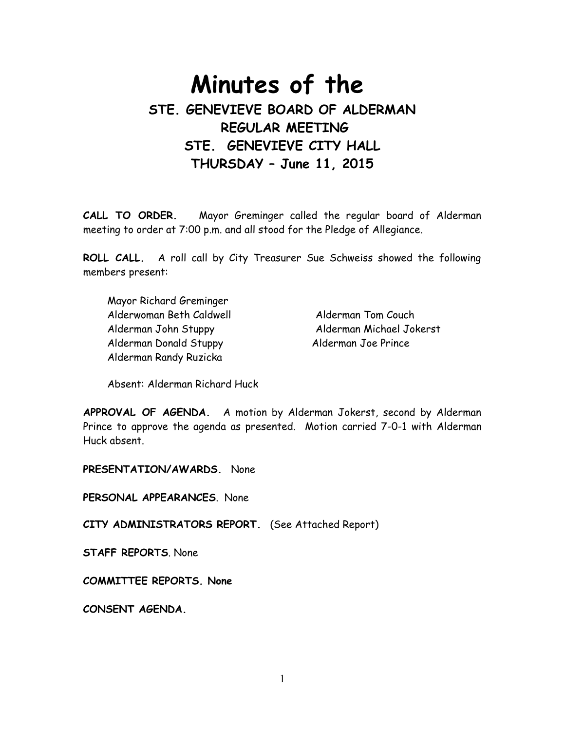# Minutes of the

## STE. GENEVIEVE BOARD OF ALDERMAN
## REGULAR MEETING
## STE. GENEVIEVE CITY HALL
## THURSDAY – June 11, 2015

**CALL TO ORDER.** Mayor Greminger called the regular board of Alderman meeting to order at 7:00 p.m. and all stood for the Pledge of Allegiance.

**ROLL CALL.** A roll call by City Treasurer Sue Schweiss showed the following members present:

Mayor Richard Greminger
Alderwoman Beth Caldwell
Alderman Tom Couch
Alderman John Stuppy
Alderman Michael Jokerst
Alderman Donald Stuppy
Alderman Joe Prince
Alderman Randy Ruzicka

Absent: Alderman Richard Huck

**APPROVAL OF AGENDA.** A motion by Alderman Jokerst, second by Alderman Prince to approve the agenda as presented. Motion carried 7-0-1 with Alderman Huck absent.

**PRESENTATION/AWARDS.** None

**PERSONAL APPEARANCES**. None

**CITY ADMINISTRATORS REPORT.** (See Attached Report)

**STAFF REPORTS**. None

**COMMITTEE REPORTS. None**

**CONSENT AGENDA.**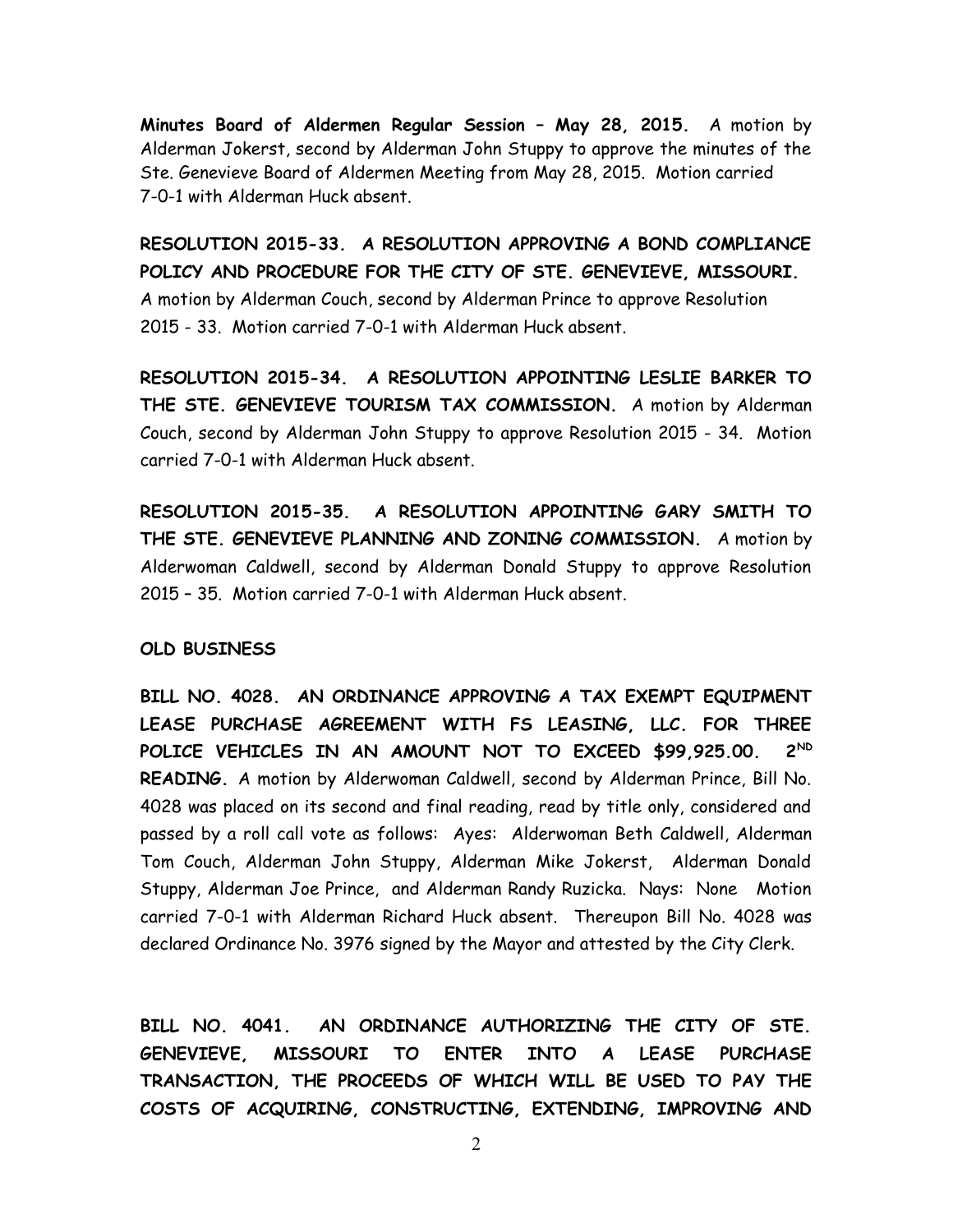**Minutes Board of Aldermen Regular Session – May 28, 2015.** A motion by Alderman Jokerst, second by Alderman John Stuppy to approve the minutes of the Ste. Genevieve Board of Aldermen Meeting from May 28, 2015. Motion carried 7-0-1 with Alderman Huck absent.

**RESOLUTION 2015-33. A RESOLUTION APPROVING A BOND COMPLIANCE POLICY AND PROCEDURE FOR THE CITY OF STE. GENEVIEVE, MISSOURI.** A motion by Alderman Couch, second by Alderman Prince to approve Resolution 2015 - 33. Motion carried 7-0-1 with Alderman Huck absent.

**RESOLUTION 2015-34. A RESOLUTION APPOINTING LESLIE BARKER TO THE STE. GENEVIEVE TOURISM TAX COMMISSION.** A motion by Alderman Couch, second by Alderman John Stuppy to approve Resolution 2015 - 34. Motion carried 7-0-1 with Alderman Huck absent.

**RESOLUTION 2015-35. A RESOLUTION APPOINTING GARY SMITH TO THE STE. GENEVIEVE PLANNING AND ZONING COMMISSION.** A motion by Alderwoman Caldwell, second by Alderman Donald Stuppy to approve Resolution 2015 – 35. Motion carried 7-0-1 with Alderman Huck absent.

**OLD BUSINESS**

**BILL NO. 4028. AN ORDINANCE APPROVING A TAX EXEMPT EQUIPMENT LEASE PURCHASE AGREEMENT WITH FS LEASING, LLC. FOR THREE POLICE VEHICLES IN AN AMOUNT NOT TO EXCEED $99,925.00. 2ND READING.** A motion by Alderwoman Caldwell, second by Alderman Prince, Bill No. 4028 was placed on its second and final reading, read by title only, considered and passed by a roll call vote as follows: Ayes: Alderwoman Beth Caldwell, Alderman Tom Couch, Alderman John Stuppy, Alderman Mike Jokerst, Alderman Donald Stuppy, Alderman Joe Prince, and Alderman Randy Ruzicka. Nays: None Motion carried 7-0-1 with Alderman Richard Huck absent. Thereupon Bill No. 4028 was declared Ordinance No. 3976 signed by the Mayor and attested by the City Clerk.

**BILL NO. 4041. AN ORDINANCE AUTHORIZING THE CITY OF STE. GENEVIEVE, MISSOURI TO ENTER INTO A LEASE PURCHASE TRANSACTION, THE PROCEEDS OF WHICH WILL BE USED TO PAY THE COSTS OF ACQUIRING, CONSTRUCTING, EXTENDING, IMPROVING AND**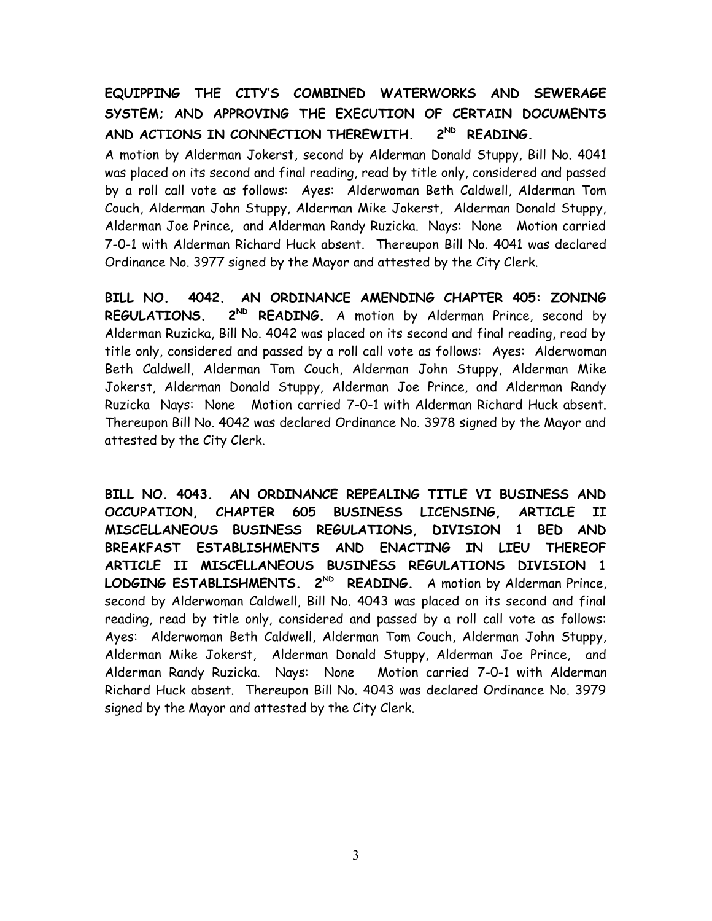**EQUIPPING THE CITY'S COMBINED WATERWORKS AND SEWERAGE SYSTEM; AND APPROVING THE EXECUTION OF CERTAIN DOCUMENTS AND ACTIONS IN CONNECTION THEREWITH. 2ND READING.**

A motion by Alderman Jokerst, second by Alderman Donald Stuppy, Bill No. 4041 was placed on its second and final reading, read by title only, considered and passed by a roll call vote as follows: Ayes: Alderwoman Beth Caldwell, Alderman Tom Couch, Alderman John Stuppy, Alderman Mike Jokerst, Alderman Donald Stuppy, Alderman Joe Prince, and Alderman Randy Ruzicka. Nays: None Motion carried 7-0-1 with Alderman Richard Huck absent. Thereupon Bill No. 4041 was declared Ordinance No. 3977 signed by the Mayor and attested by the City Clerk.

**BILL NO. 4042. AN ORDINANCE AMENDING CHAPTER 405: ZONING REGULATIONS. 2ND READING.** A motion by Alderman Prince, second by Alderman Ruzicka, Bill No. 4042 was placed on its second and final reading, read by title only, considered and passed by a roll call vote as follows: Ayes: Alderwoman Beth Caldwell, Alderman Tom Couch, Alderman John Stuppy, Alderman Mike Jokerst, Alderman Donald Stuppy, Alderman Joe Prince, and Alderman Randy Ruzicka Nays: None Motion carried 7-0-1 with Alderman Richard Huck absent. Thereupon Bill No. 4042 was declared Ordinance No. 3978 signed by the Mayor and attested by the City Clerk.

**BILL NO. 4043. AN ORDINANCE REPEALING TITLE VI BUSINESS AND OCCUPATION, CHAPTER 605 BUSINESS LICENSING, ARTICLE II MISCELLANEOUS BUSINESS REGULATIONS, DIVISION 1 BED AND BREAKFAST ESTABLISHMENTS AND ENACTING IN LIEU THEREOF ARTICLE II MISCELLANEOUS BUSINESS REGULATIONS DIVISION 1 LODGING ESTABLISHMENTS. 2ND READING.** A motion by Alderman Prince, second by Alderwoman Caldwell, Bill No. 4043 was placed on its second and final reading, read by title only, considered and passed by a roll call vote as follows: Ayes: Alderwoman Beth Caldwell, Alderman Tom Couch, Alderman John Stuppy, Alderman Mike Jokerst, Alderman Donald Stuppy, Alderman Joe Prince, and Alderman Randy Ruzicka. Nays: None Motion carried 7-0-1 with Alderman Richard Huck absent. Thereupon Bill No. 4043 was declared Ordinance No. 3979 signed by the Mayor and attested by the City Clerk.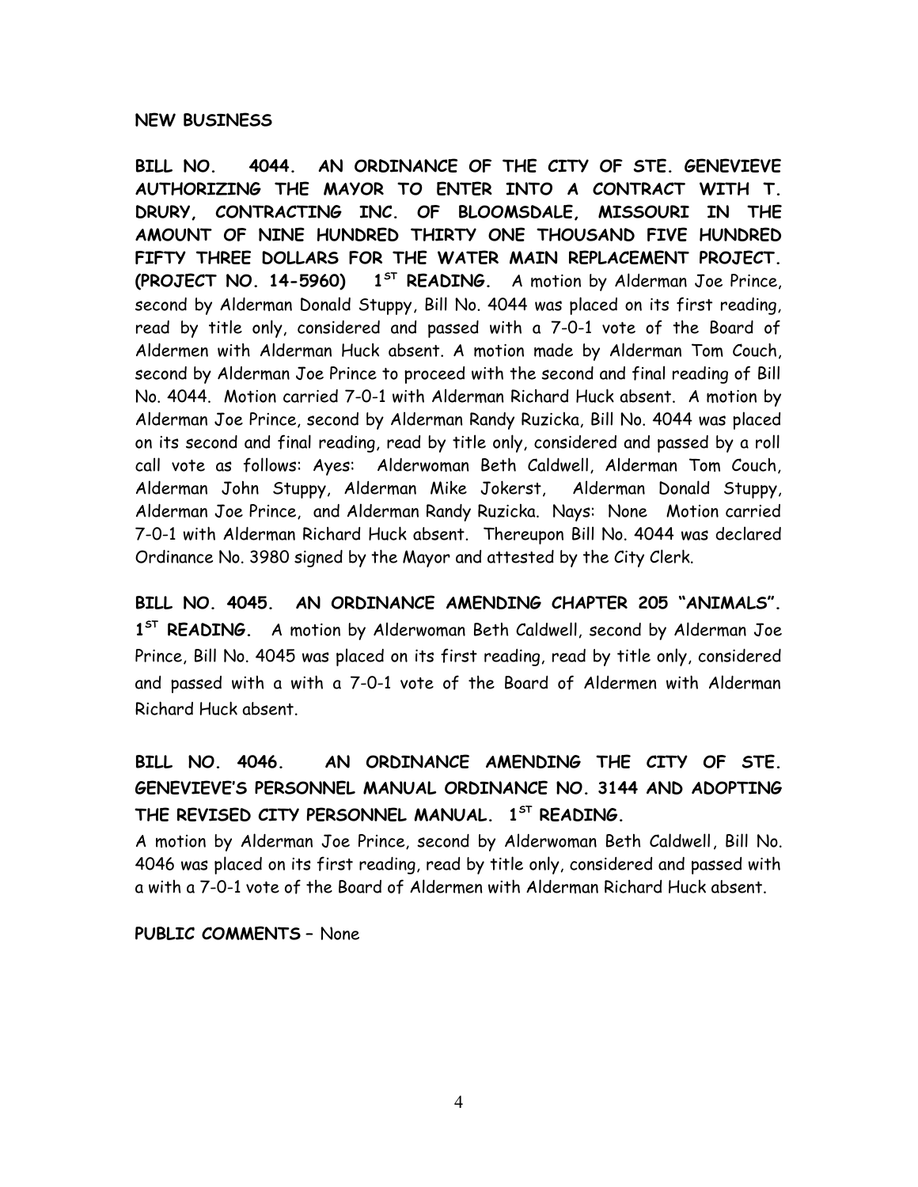**NEW BUSINESS**

**BILL NO. 4044. AN ORDINANCE OF THE CITY OF STE. GENEVIEVE AUTHORIZING THE MAYOR TO ENTER INTO A CONTRACT WITH T. DRURY, CONTRACTING INC. OF BLOOMSDALE, MISSOURI IN THE AMOUNT OF NINE HUNDRED THIRTY ONE THOUSAND FIVE HUNDRED FIFTY THREE DOLLARS FOR THE WATER MAIN REPLACEMENT PROJECT. (PROJECT NO. 14-5960) 1ST READING.** A motion by Alderman Joe Prince, second by Alderman Donald Stuppy, Bill No. 4044 was placed on its first reading, read by title only, considered and passed with a 7-0-1 vote of the Board of Aldermen with Alderman Huck absent. A motion made by Alderman Tom Couch, second by Alderman Joe Prince to proceed with the second and final reading of Bill No. 4044. Motion carried 7-0-1 with Alderman Richard Huck absent. A motion by Alderman Joe Prince, second by Alderman Randy Ruzicka, Bill No. 4044 was placed on its second and final reading, read by title only, considered and passed by a roll call vote as follows: Ayes: Alderwoman Beth Caldwell, Alderman Tom Couch, Alderman John Stuppy, Alderman Mike Jokerst, Alderman Donald Stuppy, Alderman Joe Prince, and Alderman Randy Ruzicka. Nays: None Motion carried 7-0-1 with Alderman Richard Huck absent. Thereupon Bill No. 4044 was declared Ordinance No. 3980 signed by the Mayor and attested by the City Clerk.

**BILL NO. 4045. AN ORDINANCE AMENDING CHAPTER 205 "ANIMALS". 1ST READING.** A motion by Alderwoman Beth Caldwell, second by Alderman Joe Prince, Bill No. 4045 was placed on its first reading, read by title only, considered and passed with a with a 7-0-1 vote of the Board of Aldermen with Alderman Richard Huck absent.

**BILL NO. 4046. AN ORDINANCE AMENDING THE CITY OF STE. GENEVIEVE'S PERSONNEL MANUAL ORDINANCE NO. 3144 AND ADOPTING THE REVISED CITY PERSONNEL MANUAL. 1ST READING.**

A motion by Alderman Joe Prince, second by Alderwoman Beth Caldwell, Bill No. 4046 was placed on its first reading, read by title only, considered and passed with a with a 7-0-1 vote of the Board of Aldermen with Alderman Richard Huck absent.

**PUBLIC COMMENTS** – None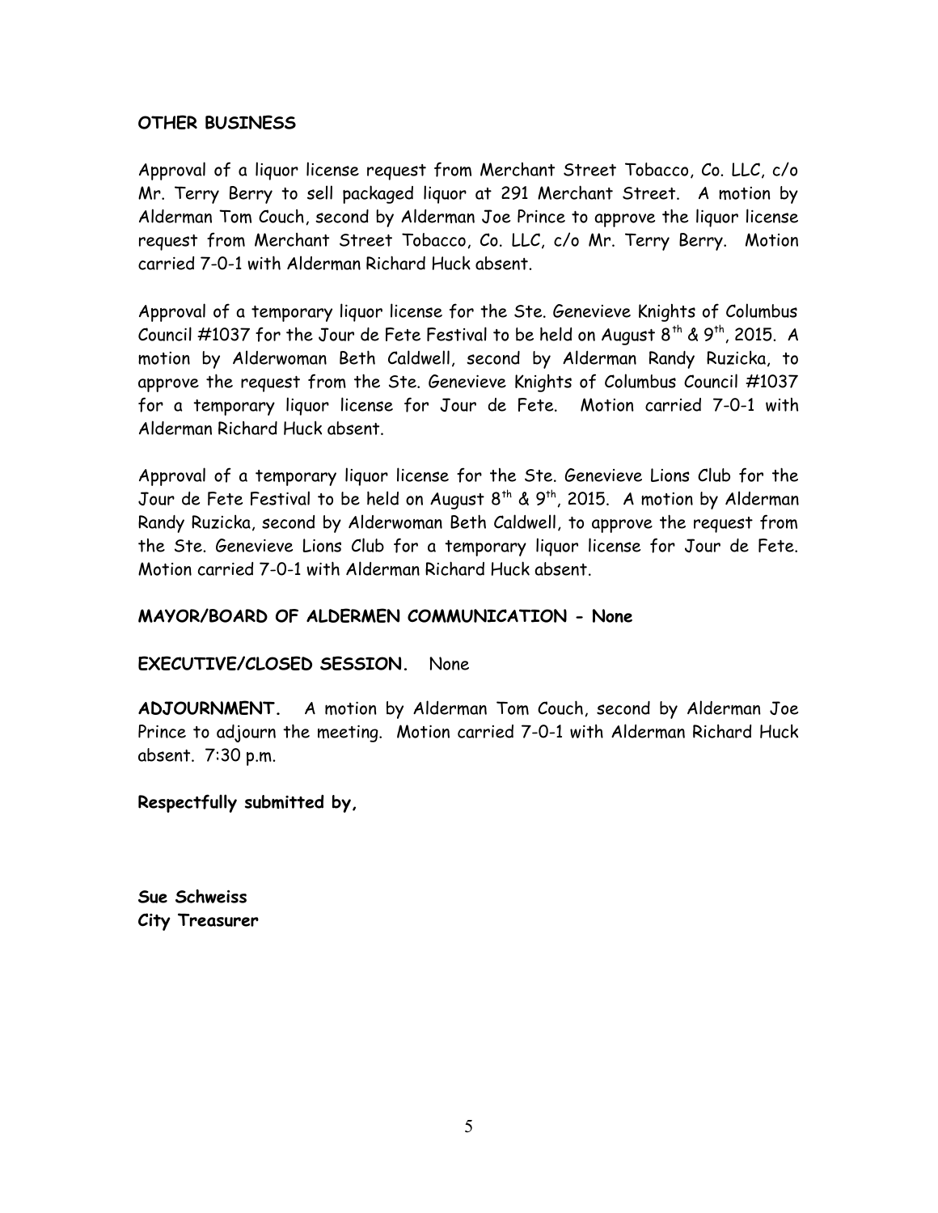**OTHER BUSINESS**

Approval of a liquor license request from Merchant Street Tobacco, Co. LLC, c/o Mr. Terry Berry to sell packaged liquor at 291 Merchant Street. A motion by Alderman Tom Couch, second by Alderman Joe Prince to approve the liquor license request from Merchant Street Tobacco, Co. LLC, c/o Mr. Terry Berry. Motion carried 7-0-1 with Alderman Richard Huck absent.

Approval of a temporary liquor license for the Ste. Genevieve Knights of Columbus Council #1037 for the Jour de Fete Festival to be held on August 8th & 9th, 2015. A motion by Alderwoman Beth Caldwell, second by Alderman Randy Ruzicka, to approve the request from the Ste. Genevieve Knights of Columbus Council #1037 for a temporary liquor license for Jour de Fete. Motion carried 7-0-1 with Alderman Richard Huck absent.

Approval of a temporary liquor license for the Ste. Genevieve Lions Club for the Jour de Fete Festival to be held on August 8th & 9th, 2015. A motion by Alderman Randy Ruzicka, second by Alderwoman Beth Caldwell, to approve the request from the Ste. Genevieve Lions Club for a temporary liquor license for Jour de Fete. Motion carried 7-0-1 with Alderman Richard Huck absent.

**MAYOR/BOARD OF ALDERMEN COMMUNICATION - None**

**EXECUTIVE/CLOSED SESSION.** None

**ADJOURNMENT.** A motion by Alderman Tom Couch, second by Alderman Joe Prince to adjourn the meeting. Motion carried 7-0-1 with Alderman Richard Huck absent. 7:30 p.m.

**Respectfully submitted by,**

**Sue Schweiss**
**City Treasurer**